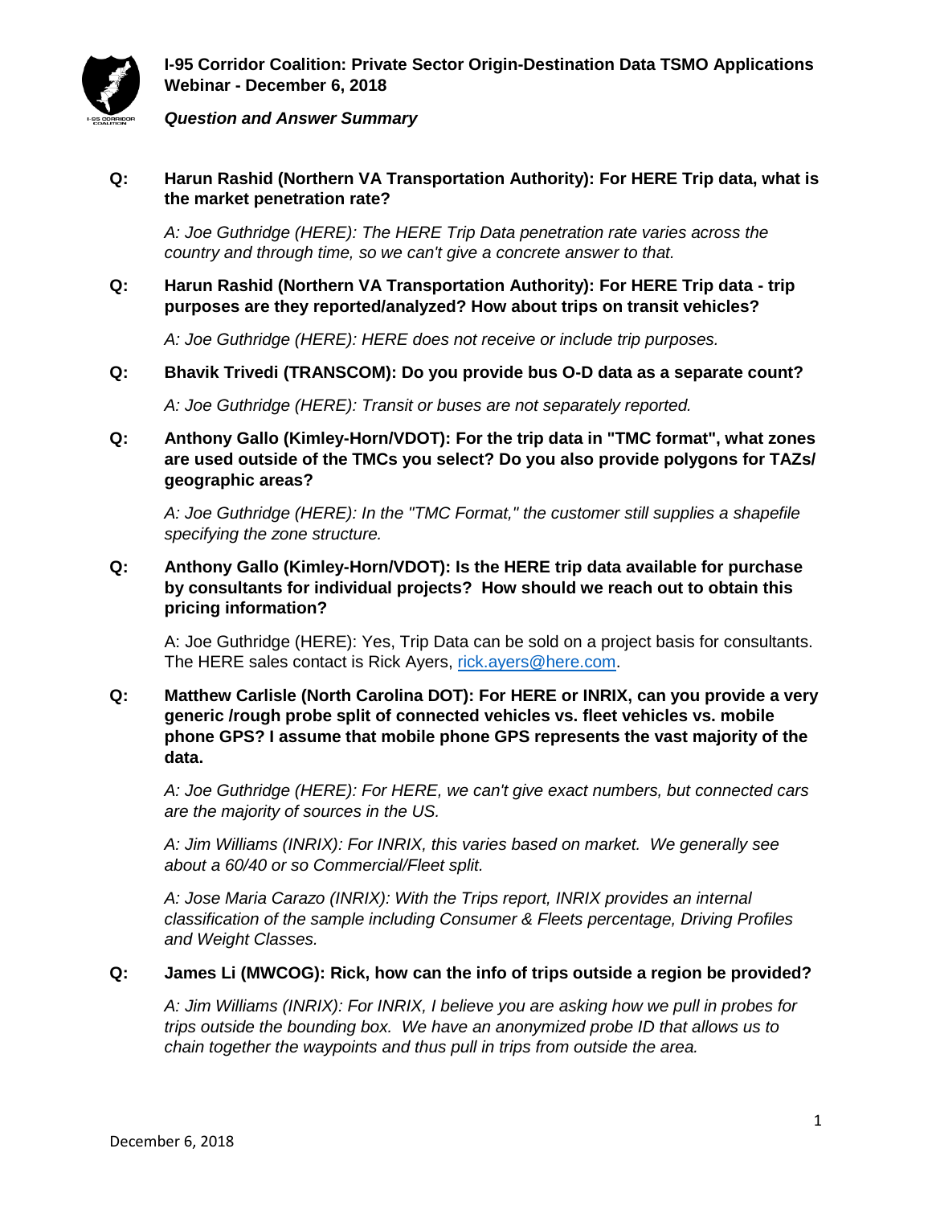# I-95 Corridor Coalition: Private Sector Origin-Destination Data TSMO Applications Webinar - December 6, 2018

***Question and Answer Summary***

**Q: Harun Rashid (Northern VA Transportation Authority): For HERE Trip data, what is the market penetration rate?**

*A: Joe Guthridge (HERE): The HERE Trip Data penetration rate varies across the country and through time, so we can't give a concrete answer to that.*

**Q: Harun Rashid (Northern VA Transportation Authority): For HERE Trip data - trip purposes are they reported/analyzed? How about trips on transit vehicles?**

*A: Joe Guthridge (HERE): HERE does not receive or include trip purposes.*

**Q: Bhavik Trivedi (TRANSCOM): Do you provide bus O-D data as a separate count?**

*A: Joe Guthridge (HERE): Transit or buses are not separately reported.*

**Q: Anthony Gallo (Kimley-Horn/VDOT): For the trip data in "TMC format", what zones are used outside of the TMCs you select? Do you also provide polygons for TAZs/ geographic areas?**

*A: Joe Guthridge (HERE): In the "TMC Format," the customer still supplies a shapefile specifying the zone structure.*

**Q: Anthony Gallo (Kimley-Horn/VDOT): Is the HERE trip data available for purchase by consultants for individual projects? How should we reach out to obtain this pricing information?**

A: Joe Guthridge (HERE): Yes, Trip Data can be sold on a project basis for consultants. The HERE sales contact is Rick Ayers, [rick.ayers@here.com](mailto:rick.ayers@here.com).

**Q: Matthew Carlisle (North Carolina DOT): For HERE or INRIX, can you provide a very generic /rough probe split of connected vehicles vs. fleet vehicles vs. mobile phone GPS? I assume that mobile phone GPS represents the vast majority of the data.**

*A: Joe Guthridge (HERE): For HERE, we can't give exact numbers, but connected cars are the majority of sources in the US.*

*A: Jim Williams (INRIX): For INRIX, this varies based on market. We generally see about a 60/40 or so Commercial/Fleet split.*

*A: Jose Maria Carazo (INRIX): With the Trips report, INRIX provides an internal classification of the sample including Consumer & Fleets percentage, Driving Profiles and Weight Classes.*

**Q: James Li (MWCOG): Rick, how can the info of trips outside a region be provided?**

*A: Jim Williams (INRIX): For INRIX, I believe you are asking how we pull in probes for trips outside the bounding box. We have an anonymized probe ID that allows us to chain together the waypoints and thus pull in trips from outside the area.*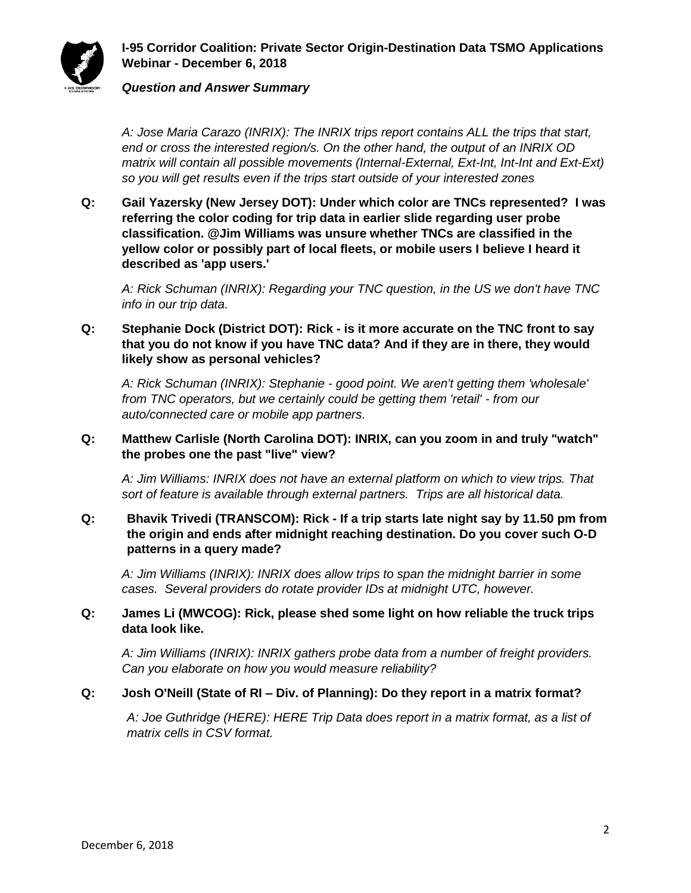*A: Jose Maria Carazo (INRIX): The INRIX trips report contains ALL the trips that start, end or cross the interested region/s. On the other hand, the output of an INRIX OD matrix will contain all possible movements (Internal-External, Ext-Int, Int-Int and Ext-Ext) so you will get results even if the trips start outside of your interested zones*

**Q: Gail Yazersky (New Jersey DOT): Under which color are TNCs represented? I was referring the color coding for trip data in earlier slide regarding user probe classification. @Jim Williams was unsure whether TNCs are classified in the yellow color or possibly part of local fleets, or mobile users I believe I heard it described as 'app users.'**

*A: Rick Schuman (INRIX): Regarding your TNC question, in the US we don't have TNC info in our trip data.*

**Q: Stephanie Dock (District DOT): Rick - is it more accurate on the TNC front to say that you do not know if you have TNC data? And if they are in there, they would likely show as personal vehicles?**

*A: Rick Schuman (INRIX): Stephanie - good point. We aren't getting them 'wholesale' from TNC operators, but we certainly could be getting them 'retail' - from our auto/connected care or mobile app partners.*

**Q: Matthew Carlisle (North Carolina DOT): INRIX, can you zoom in and truly "watch" the probes one the past "live" view?**

*A: Jim Williams: INRIX does not have an external platform on which to view trips. That sort of feature is available through external partners. Trips are all historical data.*

**Q: Bhavik Trivedi (TRANSCOM): Rick - If a trip starts late night say by 11.50 pm from the origin and ends after midnight reaching destination. Do you cover such O-D patterns in a query made?**

*A: Jim Williams (INRIX): INRIX does allow trips to span the midnight barrier in some cases. Several providers do rotate provider IDs at midnight UTC, however.*

**Q: James Li (MWCOG): Rick, please shed some light on how reliable the truck trips data look like.**

*A: Jim Williams (INRIX): INRIX gathers probe data from a number of freight providers. Can you elaborate on how you would measure reliability?*

**Q: Josh O'Neill (State of RI – Div. of Planning): Do they report in a matrix format?**

*A: Joe Guthridge (HERE): HERE Trip Data does report in a matrix format, as a list of matrix cells in CSV format.*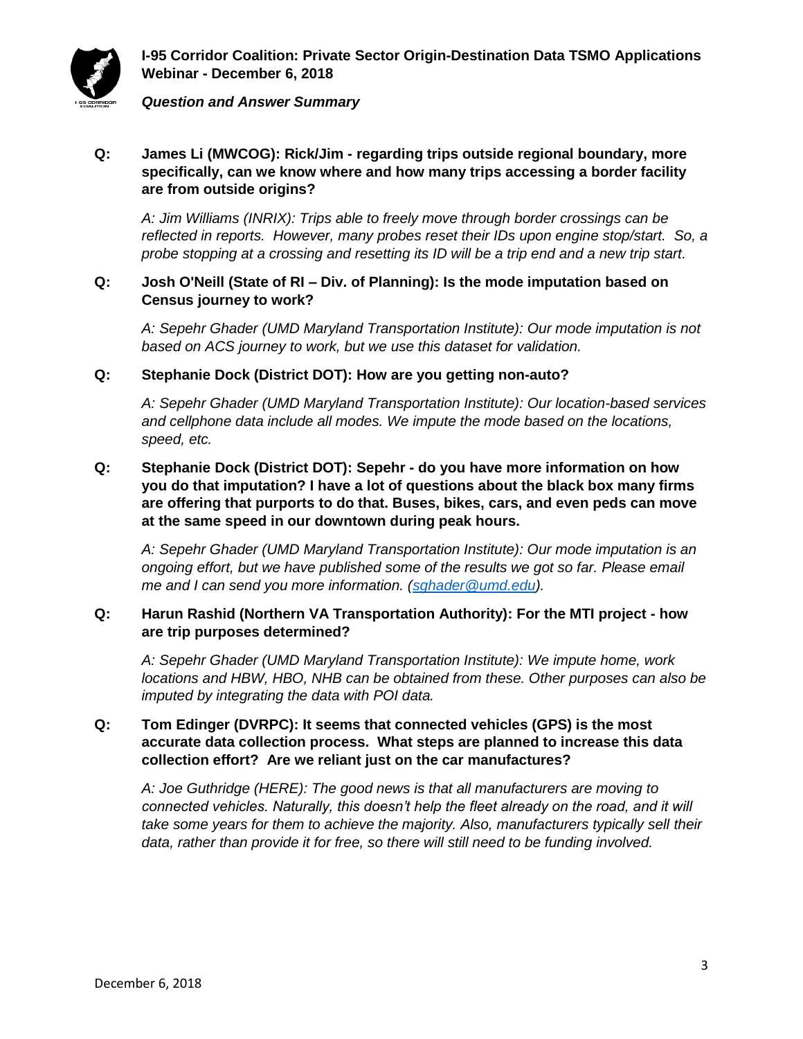**Q: James Li (MWCOG): Rick/Jim - regarding trips outside regional boundary, more specifically, can we know where and how many trips accessing a border facility are from outside origins?**

*A: Jim Williams (INRIX): Trips able to freely move through border crossings can be reflected in reports. However, many probes reset their IDs upon engine stop/start. So, a probe stopping at a crossing and resetting its ID will be a trip end and a new trip start.*

**Q: Josh O'Neill (State of RI – Div. of Planning): Is the mode imputation based on Census journey to work?**

*A: Sepehr Ghader (UMD Maryland Transportation Institute): Our mode imputation is not based on ACS journey to work, but we use this dataset for validation.*

**Q: Stephanie Dock (District DOT): How are you getting non-auto?**

*A: Sepehr Ghader (UMD Maryland Transportation Institute): Our location-based services and cellphone data include all modes. We impute the mode based on the locations, speed, etc.*

**Q: Stephanie Dock (District DOT): Sepehr - do you have more information on how you do that imputation? I have a lot of questions about the black box many firms are offering that purports to do that. Buses, bikes, cars, and even peds can move at the same speed in our downtown during peak hours.**

*A: Sepehr Ghader (UMD Maryland Transportation Institute): Our mode imputation is an ongoing effort, but we have published some of the results we got so far. Please email me and I can send you more information. (sghader@umd.edu).*

**Q: Harun Rashid (Northern VA Transportation Authority): For the MTI project - how are trip purposes determined?**

*A: Sepehr Ghader (UMD Maryland Transportation Institute): We impute home, work locations and HBW, HBO, NHB can be obtained from these. Other purposes can also be imputed by integrating the data with POI data.*

**Q: Tom Edinger (DVRPC): It seems that connected vehicles (GPS) is the most accurate data collection process. What steps are planned to increase this data collection effort? Are we reliant just on the car manufactures?**

*A: Joe Guthridge (HERE): The good news is that all manufacturers are moving to connected vehicles. Naturally, this doesn't help the fleet already on the road, and it will take some years for them to achieve the majority. Also, manufacturers typically sell their data, rather than provide it for free, so there will still need to be funding involved.*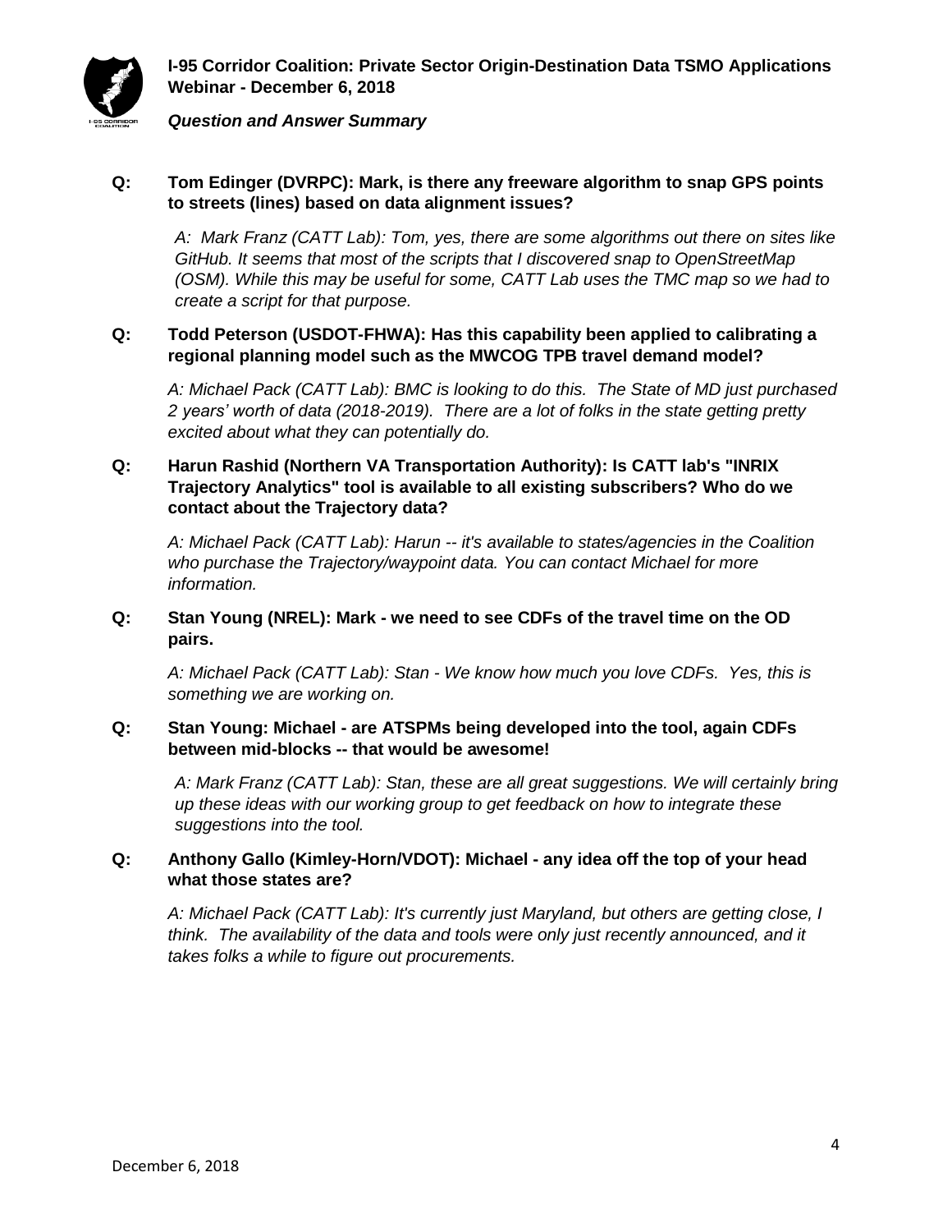**Q: Tom Edinger (DVRPC): Mark, is there any freeware algorithm to snap GPS points to streets (lines) based on data alignment issues?**

*A: Mark Franz (CATT Lab): Tom, yes, there are some algorithms out there on sites like GitHub. It seems that most of the scripts that I discovered snap to OpenStreetMap (OSM). While this may be useful for some, CATT Lab uses the TMC map so we had to create a script for that purpose.*

**Q: Todd Peterson (USDOT-FHWA): Has this capability been applied to calibrating a regional planning model such as the MWCOG TPB travel demand model?**

*A: Michael Pack (CATT Lab): BMC is looking to do this. The State of MD just purchased 2 years' worth of data (2018-2019). There are a lot of folks in the state getting pretty excited about what they can potentially do.*

**Q: Harun Rashid (Northern VA Transportation Authority): Is CATT lab's "INRIX Trajectory Analytics" tool is available to all existing subscribers? Who do we contact about the Trajectory data?**

*A: Michael Pack (CATT Lab): Harun -- it's available to states/agencies in the Coalition who purchase the Trajectory/waypoint data. You can contact Michael for more information.*

**Q: Stan Young (NREL): Mark - we need to see CDFs of the travel time on the OD pairs.**

*A: Michael Pack (CATT Lab): Stan - We know how much you love CDFs. Yes, this is something we are working on.*

**Q: Stan Young: Michael - are ATSPMs being developed into the tool, again CDFs between mid-blocks -- that would be awesome!**

*A: Mark Franz (CATT Lab): Stan, these are all great suggestions. We will certainly bring up these ideas with our working group to get feedback on how to integrate these suggestions into the tool.*

**Q: Anthony Gallo (Kimley-Horn/VDOT): Michael - any idea off the top of your head what those states are?**

*A: Michael Pack (CATT Lab): It's currently just Maryland, but others are getting close, I think. The availability of the data and tools were only just recently announced, and it takes folks a while to figure out procurements.*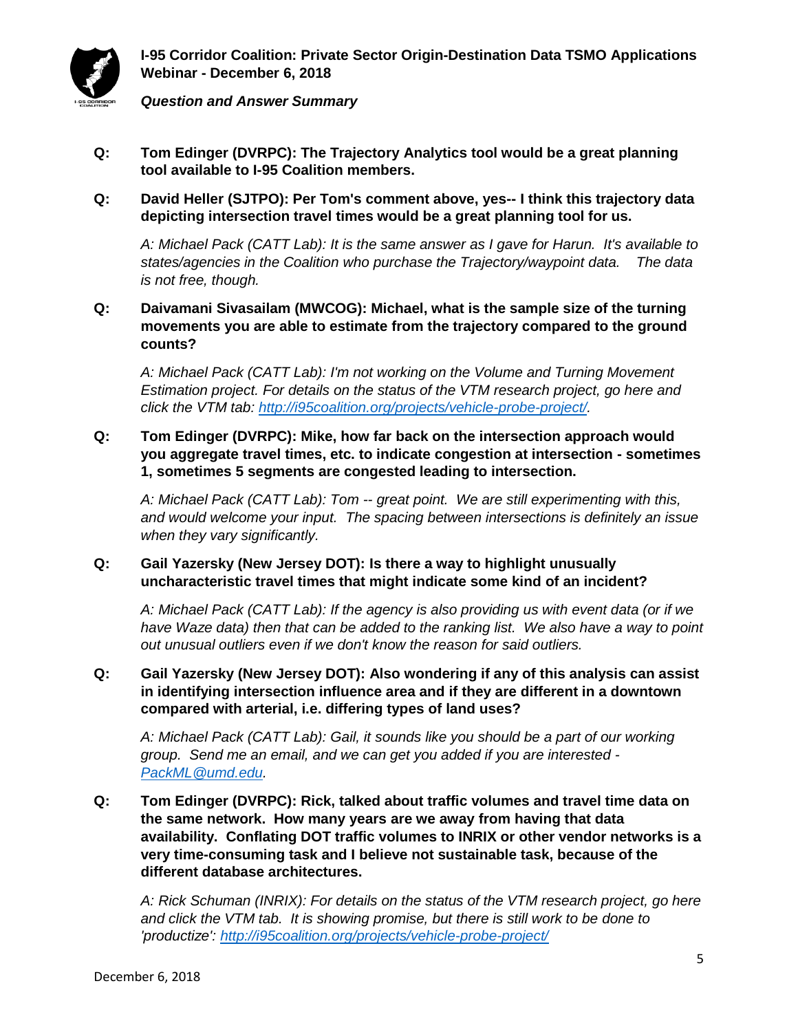**Q: Tom Edinger (DVRPC): The Trajectory Analytics tool would be a great planning tool available to I-95 Coalition members.**

**Q: David Heller (SJTPO): Per Tom's comment above, yes-- I think this trajectory data depicting intersection travel times would be a great planning tool for us.**

*A: Michael Pack (CATT Lab): It is the same answer as I gave for Harun. It's available to states/agencies in the Coalition who purchase the Trajectory/waypoint data. The data is not free, though.*

**Q: Daivamani Sivasailam (MWCOG): Michael, what is the sample size of the turning movements you are able to estimate from the trajectory compared to the ground counts?**

*A: Michael Pack (CATT Lab): I'm not working on the Volume and Turning Movement Estimation project. For details on the status of the VTM research project, go here and click the VTM tab: http://i95coalition.org/projects/vehicle-probe-project/.*

**Q: Tom Edinger (DVRPC): Mike, how far back on the intersection approach would you aggregate travel times, etc. to indicate congestion at intersection - sometimes 1, sometimes 5 segments are congested leading to intersection.**

*A: Michael Pack (CATT Lab): Tom -- great point. We are still experimenting with this, and would welcome your input. The spacing between intersections is definitely an issue when they vary significantly.*

**Q: Gail Yazersky (New Jersey DOT): Is there a way to highlight unusually uncharacteristic travel times that might indicate some kind of an incident?**

*A: Michael Pack (CATT Lab): If the agency is also providing us with event data (or if we have Waze data) then that can be added to the ranking list. We also have a way to point out unusual outliers even if we don't know the reason for said outliers.*

**Q: Gail Yazersky (New Jersey DOT): Also wondering if any of this analysis can assist in identifying intersection influence area and if they are different in a downtown compared with arterial, i.e. differing types of land uses?**

*A: Michael Pack (CATT Lab): Gail, it sounds like you should be a part of our working group. Send me an email, and we can get you added if you are interested - PackML@umd.edu.*

**Q: Tom Edinger (DVRPC): Rick, talked about traffic volumes and travel time data on the same network. How many years are we away from having that data availability. Conflating DOT traffic volumes to INRIX or other vendor networks is a very time-consuming task and I believe not sustainable task, because of the different database architectures.**

*A: Rick Schuman (INRIX): For details on the status of the VTM research project, go here and click the VTM tab. It is showing promise, but there is still work to be done to 'productize': http://i95coalition.org/projects/vehicle-probe-project/*